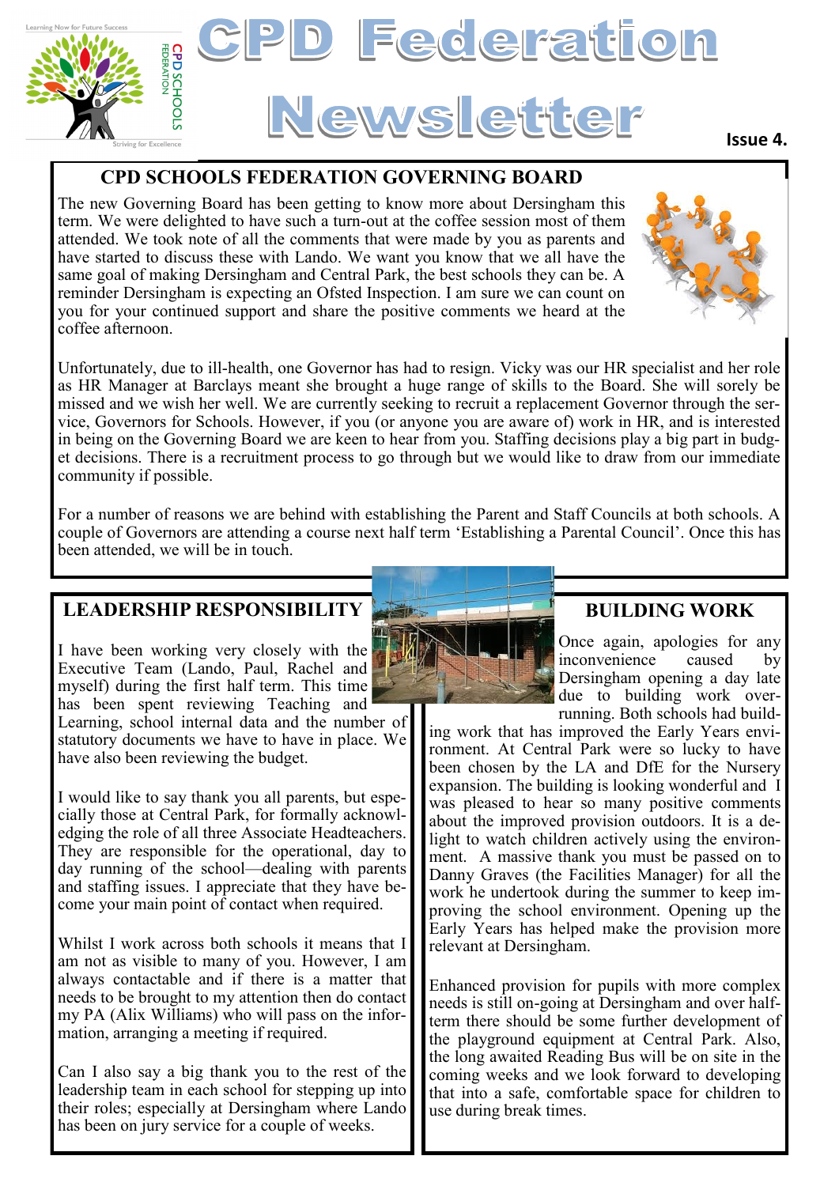# CPD Federation Newsletter

Issue 4.

## CPD SCHOOLS FEDERATION GOVERNING BOARD

The new Governing Board has been getting to know more about Dersingham this term. We were delighted to have such a turn-out at the coffee session most of them attended. We took note of all the comments that were made by you as parents and have started to discuss these with Lando. We want you know that we all have the same goal of making Dersingham and Central Park, the best schools they can be. A reminder Dersingham is expecting an Ofsted Inspection. I am sure we can count on you for your continued support and share the positive comments we heard at the coffee afternoon.

Unfortunately, due to ill-health, one Governor has had to resign. Vicky was our HR specialist and her role as HR Manager at Barclays meant she brought a huge range of skills to the Board. She will sorely be missed and we wish her well. We are currently seeking to recruit a replacement Governor through the service, Governors for Schools. However, if you (or anyone you are aware of) work in HR, and is interested in being on the Governing Board we are keen to hear from you. Staffing decisions play a big part in budget decisions. There is a recruitment process to go through but we would like to draw from our immediate community if possible.

For a number of reasons we are behind with establishing the Parent and Staff Councils at both schools. A couple of Governors are attending a course next half term 'Establishing a Parental Council'. Once this has been attended, we will be in touch.

## LEADERSHIP RESPONSIBILITY

I have been working very closely with the Executive Team (Lando, Paul, Rachel and myself) during the first half term. This time has been spent reviewing Teaching and Learning, school internal data and the number of statutory documents we have to have in place. We have also been reviewing the budget.

I would like to say thank you all parents, but especially those at Central Park, for formally acknowledging the role of all three Associate Headteachers. They are responsible for the operational, day to day running of the school—dealing with parents and staffing issues. I appreciate that they have become your main point of contact when required.

Whilst I work across both schools it means that I am not as visible to many of you. However, I am always contactable and if there is a matter that needs to be brought to my attention then do contact my PA (Alix Williams) who will pass on the information, arranging a meeting if required.

Can I also say a big thank you to the rest of the leadership team in each school for stepping up into their roles; especially at Dersingham where Lando has been on jury service for a couple of weeks.

## BUILDING WORK

Once again, apologies for any inconvenience caused by Dersingham opening a day late due to building work overrunning. Both schools had building work that has improved the Early Years environment. At Central Park were so lucky to have been chosen by the LA and DfE for the Nursery expansion. The building is looking wonderful and I was pleased to hear so many positive comments about the improved provision outdoors. It is a delight to watch children actively using the environment. A massive thank you must be passed on to Danny Graves (the Facilities Manager) for all the work he undertook during the summer to keep improving the school environment. Opening up the Early Years has helped make the provision more relevant at Dersingham.

Enhanced provision for pupils with more complex needs is still on-going at Dersingham and over half-term there should be some further development of the playground equipment at Central Park. Also, the long awaited Reading Bus will be on site in the coming weeks and we look forward to developing that into a safe, comfortable space for children to use during break times.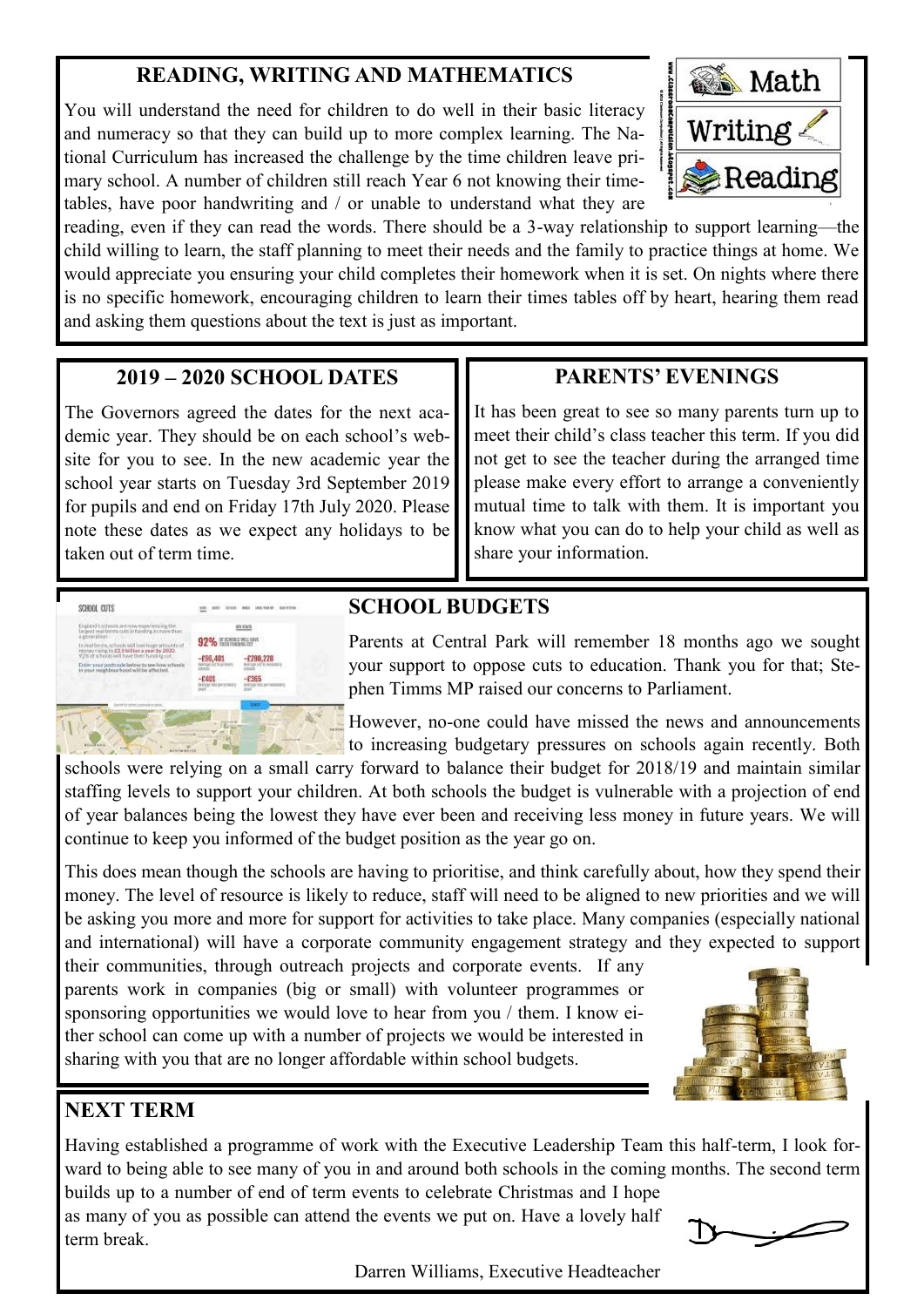## READING, WRITING AND MATHEMATICS

You will understand the need for children to do well in their basic literacy and numeracy so that they can build up to more complex learning. The National Curriculum has increased the challenge by the time children leave primary school. A number of children still reach Year 6 not knowing their timetables, have poor handwriting and / or unable to understand what they are reading, even if they can read the words. There should be a 3-way relationship to support learning—the child willing to learn, the staff planning to meet their needs and the family to practice things at home. We would appreciate you ensuring your child completes their homework when it is set. On nights where there is no specific homework, encouraging children to learn their times tables off by heart, hearing them read and asking them questions about the text is just as important.

## 2019 – 2020 SCHOOL DATES

The Governors agreed the dates for the next academic year. They should be on each school's website for you to see. In the new academic year the school year starts on Tuesday 3rd September 2019 for pupils and end on Friday 17th July 2020. Please note these dates as we expect any holidays to be taken out of term time.

## PARENTS' EVENINGS

It has been great to see so many parents turn up to meet their child's class teacher this term. If you did not get to see the teacher during the arranged time please make every effort to arrange a conveniently mutual time to talk with them. It is important you know what you can do to help your child as well as share your information.

## SCHOOL BUDGETS

Parents at Central Park will remember 18 months ago we sought your support to oppose cuts to education. Thank you for that; Stephen Timms MP raised our concerns to Parliament.

However, no-one could have missed the news and announcements to increasing budgetary pressures on schools again recently. Both schools were relying on a small carry forward to balance their budget for 2018/19 and maintain similar staffing levels to support your children. At both schools the budget is vulnerable with a projection of end of year balances being the lowest they have ever been and receiving less money in future years. We will continue to keep you informed of the budget position as the year go on.

This does mean though the schools are having to prioritise, and think carefully about, how they spend their money. The level of resource is likely to reduce, staff will need to be aligned to new priorities and we will be asking you more and more for support for activities to take place. Many companies (especially national and international) will have a corporate community engagement strategy and they expected to support their communities, through outreach projects and corporate events. If any parents work in companies (big or small) with volunteer programmes or sponsoring opportunities we would love to hear from you / them. I know either school can come up with a number of projects we would be interested in sharing with you that are no longer affordable within school budgets.

## NEXT TERM

Having established a programme of work with the Executive Leadership Team this half-term, I look forward to being able to see many of you in and around both schools in the coming months. The second term builds up to a number of end of term events to celebrate Christmas and I hope as many of you as possible can attend the events we put on. Have a lovely half term break.

Darren Williams, Executive Headteacher